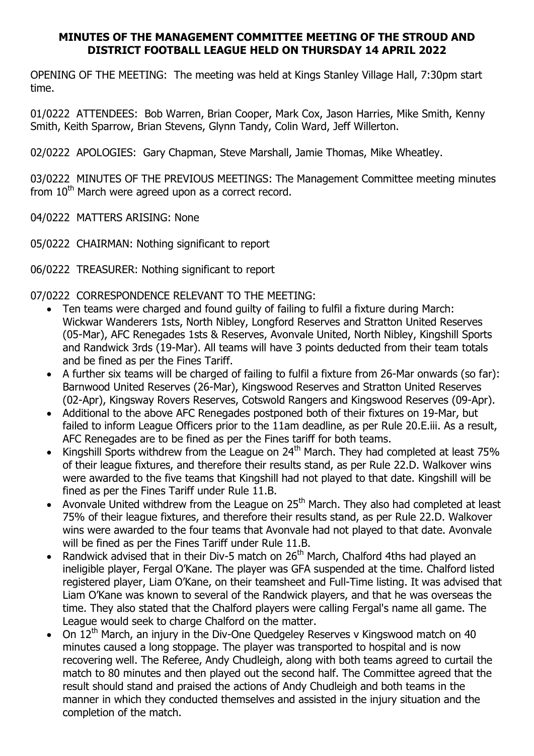**MINUTES OF THE MANAGEMENT COMMITTEE MEETING OF THE STROUD AND DISTRICT FOOTBALL LEAGUE HELD ON THURSDAY 14 APRIL 2022**

OPENING OF THE MEETING: The meeting was held at Kings Stanley Village Hall, 7:30pm start time.

01/0222 ATTENDEES: Bob Warren, Brian Cooper, Mark Cox, Jason Harries, Mike Smith, Kenny Smith, Keith Sparrow, Brian Stevens, Glynn Tandy, Colin Ward, Jeff Willerton.

02/0222 APOLOGIES: Gary Chapman, Steve Marshall, Jamie Thomas, Mike Wheatley.

03/0222 MINUTES OF THE PREVIOUS MEETINGS: The Management Committee meeting minutes from 10th March were agreed upon as a correct record.

04/0222 MATTERS ARISING: None

05/0222 CHAIRMAN: Nothing significant to report

06/0222 TREASURER: Nothing significant to report

07/0222 CORRESPONDENCE RELEVANT TO THE MEETING:

- Ten teams were charged and found guilty of failing to fulfil a fixture during March: Wickwar Wanderers 1sts, North Nibley, Longford Reserves and Stratton United Reserves (05-Mar), AFC Renegades 1sts & Reserves, Avonvale United, North Nibley, Kingshill Sports and Randwick 3rds (19-Mar). All teams will have 3 points deducted from their team totals and be fined as per the Fines Tariff.
- A further six teams will be charged of failing to fulfil a fixture from 26-Mar onwards (so far): Barnwood United Reserves (26-Mar), Kingswood Reserves and Stratton United Reserves (02-Apr), Kingsway Rovers Reserves, Cotswold Rangers and Kingswood Reserves (09-Apr).
- Additional to the above AFC Renegades postponed both of their fixtures on 19-Mar, but failed to inform League Officers prior to the 11am deadline, as per Rule 20.E.iii. As a result, AFC Renegades are to be fined as per the Fines tariff for both teams.
- Kingshill Sports withdrew from the League on 24th March. They had completed at least 75% of their league fixtures, and therefore their results stand, as per Rule 22.D. Walkover wins were awarded to the five teams that Kingshill had not played to that date. Kingshill will be fined as per the Fines Tariff under Rule 11.B.
- Avonvale United withdrew from the League on 25th March. They also had completed at least 75% of their league fixtures, and therefore their results stand, as per Rule 22.D. Walkover wins were awarded to the four teams that Avonvale had not played to that date. Avonvale will be fined as per the Fines Tariff under Rule 11.B.
- Randwick advised that in their Div-5 match on 26th March, Chalford 4ths had played an ineligible player, Fergal O'Kane. The player was GFA suspended at the time. Chalford listed registered player, Liam O'Kane, on their teamsheet and Full-Time listing. It was advised that Liam O'Kane was known to several of the Randwick players, and that he was overseas the time. They also stated that the Chalford players were calling Fergal's name all game. The League would seek to charge Chalford on the matter.
- On 12th March, an injury in the Div-One Quedgeley Reserves v Kingswood match on 40 minutes caused a long stoppage. The player was transported to hospital and is now recovering well. The Referee, Andy Chudleigh, along with both teams agreed to curtail the match to 80 minutes and then played out the second half. The Committee agreed that the result should stand and praised the actions of Andy Chudleigh and both teams in the manner in which they conducted themselves and assisted in the injury situation and the completion of the match.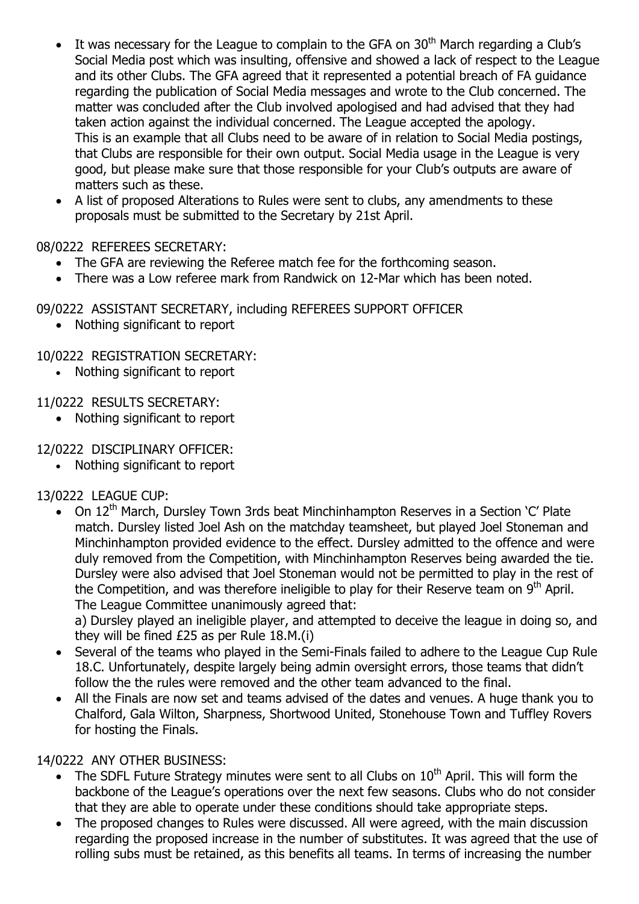- It was necessary for the League to complain to the GFA on 30th March regarding a Club's Social Media post which was insulting, offensive and showed a lack of respect to the League and its other Clubs. The GFA agreed that it represented a potential breach of FA guidance regarding the publication of Social Media messages and wrote to the Club concerned. The matter was concluded after the Club involved apologised and had advised that they had taken action against the individual concerned. The League accepted the apology.
  This is an example that all Clubs need to be aware of in relation to Social Media postings, that Clubs are responsible for their own output. Social Media usage in the League is very good, but please make sure that those responsible for your Club's outputs are aware of matters such as these.
- A list of proposed Alterations to Rules were sent to clubs, any amendments to these proposals must be submitted to the Secretary by 21st April.

08/0222 REFEREES SECRETARY:

- The GFA are reviewing the Referee match fee for the forthcoming season.
- There was a Low referee mark from Randwick on 12-Mar which has been noted.

09/0222 ASSISTANT SECRETARY, including REFEREES SUPPORT OFFICER

- Nothing significant to report

10/0222 REGISTRATION SECRETARY:

- Nothing significant to report

11/0222 RESULTS SECRETARY:

- Nothing significant to report

12/0222 DISCIPLINARY OFFICER:

- Nothing significant to report

13/0222 LEAGUE CUP:

- On 12th March, Dursley Town 3rds beat Minchinhampton Reserves in a Section 'C' Plate match. Dursley listed Joel Ash on the matchday teamsheet, but played Joel Stoneman and Minchinhampton provided evidence to the effect. Dursley admitted to the offence and were duly removed from the Competition, with Minchinhampton Reserves being awarded the tie. Dursley were also advised that Joel Stoneman would not be permitted to play in the rest of the Competition, and was therefore ineligible to play for their Reserve team on 9th April.
  The League Committee unanimously agreed that:
  a) Dursley played an ineligible player, and attempted to deceive the league in doing so, and they will be fined £25 as per Rule 18.M.(i)
- Several of the teams who played in the Semi-Finals failed to adhere to the League Cup Rule 18.C. Unfortunately, despite largely being admin oversight errors, those teams that didn't follow the the rules were removed and the other team advanced to the final.
- All the Finals are now set and teams advised of the dates and venues. A huge thank you to Chalford, Gala Wilton, Sharpness, Shortwood United, Stonehouse Town and Tuffley Rovers for hosting the Finals.

14/0222 ANY OTHER BUSINESS:

- The SDFL Future Strategy minutes were sent to all Clubs on 10th April. This will form the backbone of the League's operations over the next few seasons. Clubs who do not consider that they are able to operate under these conditions should take appropriate steps.
- The proposed changes to Rules were discussed. All were agreed, with the main discussion regarding the proposed increase in the number of substitutes. It was agreed that the use of rolling subs must be retained, as this benefits all teams. In terms of increasing the number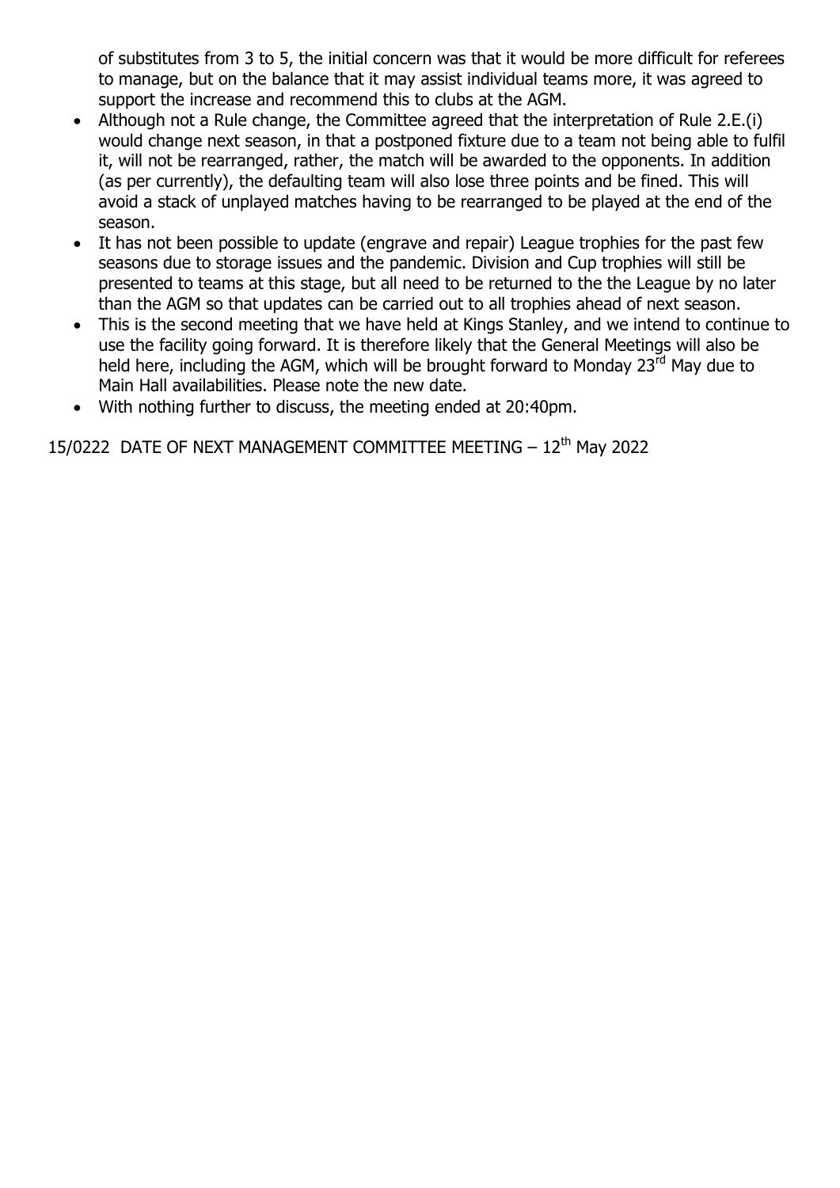of substitutes from 3 to 5, the initial concern was that it would be more difficult for referees to manage, but on the balance that it may assist individual teams more, it was agreed to support the increase and recommend this to clubs at the AGM.

- Although not a Rule change, the Committee agreed that the interpretation of Rule 2.E.(i) would change next season, in that a postponed fixture due to a team not being able to fulfil it, will not be rearranged, rather, the match will be awarded to the opponents. In addition (as per currently), the defaulting team will also lose three points and be fined. This will avoid a stack of unplayed matches having to be rearranged to be played at the end of the season.
- It has not been possible to update (engrave and repair) League trophies for the past few seasons due to storage issues and the pandemic. Division and Cup trophies will still be presented to teams at this stage, but all need to be returned to the the League by no later than the AGM so that updates can be carried out to all trophies ahead of next season.
- This is the second meeting that we have held at Kings Stanley, and we intend to continue to use the facility going forward. It is therefore likely that the General Meetings will also be held here, including the AGM, which will be brought forward to Monday 23rd May due to Main Hall availabilities. Please note the new date.
- With nothing further to discuss, the meeting ended at 20:40pm.

15/0222 DATE OF NEXT MANAGEMENT COMMITTEE MEETING – 12th May 2022